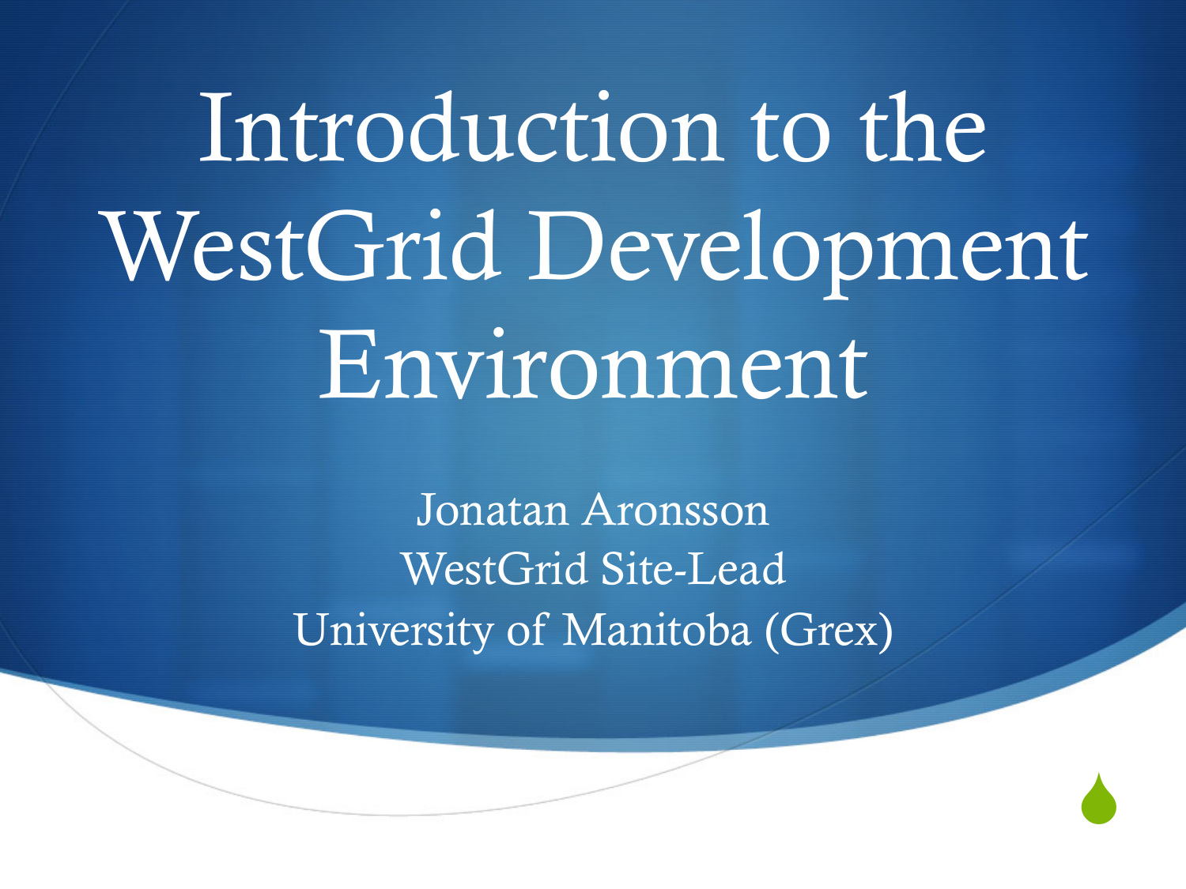# Introduction to the WestGrid Development Environment

Jonatan Aronsson
WestGrid Site-Lead
University of Manitoba (Grex)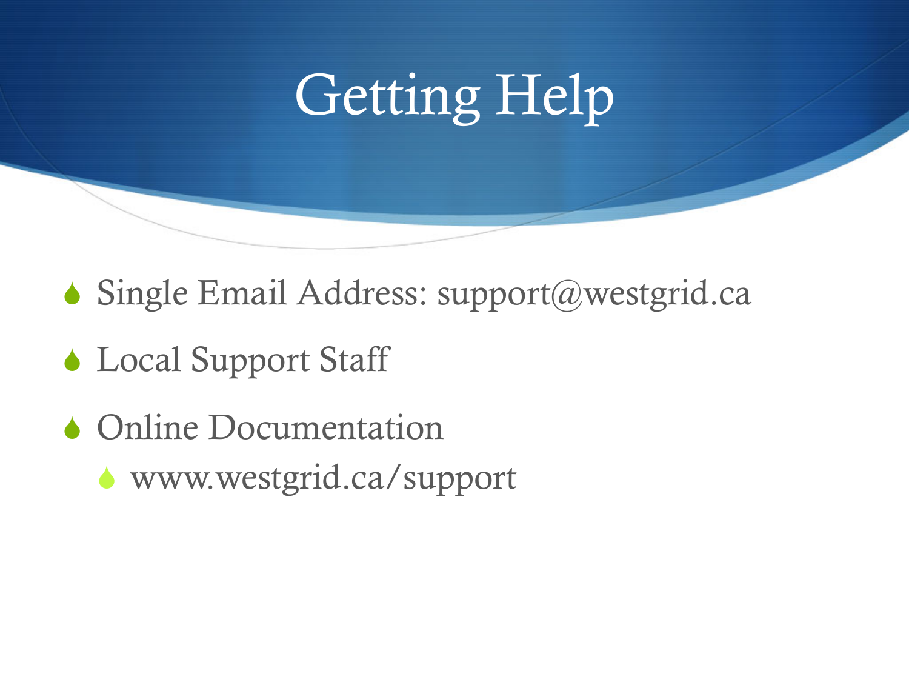# Getting Help

- Single Email Address: support@westgrid.ca
- Local Support Staff
- Online Documentation
  - www.westgrid.ca/support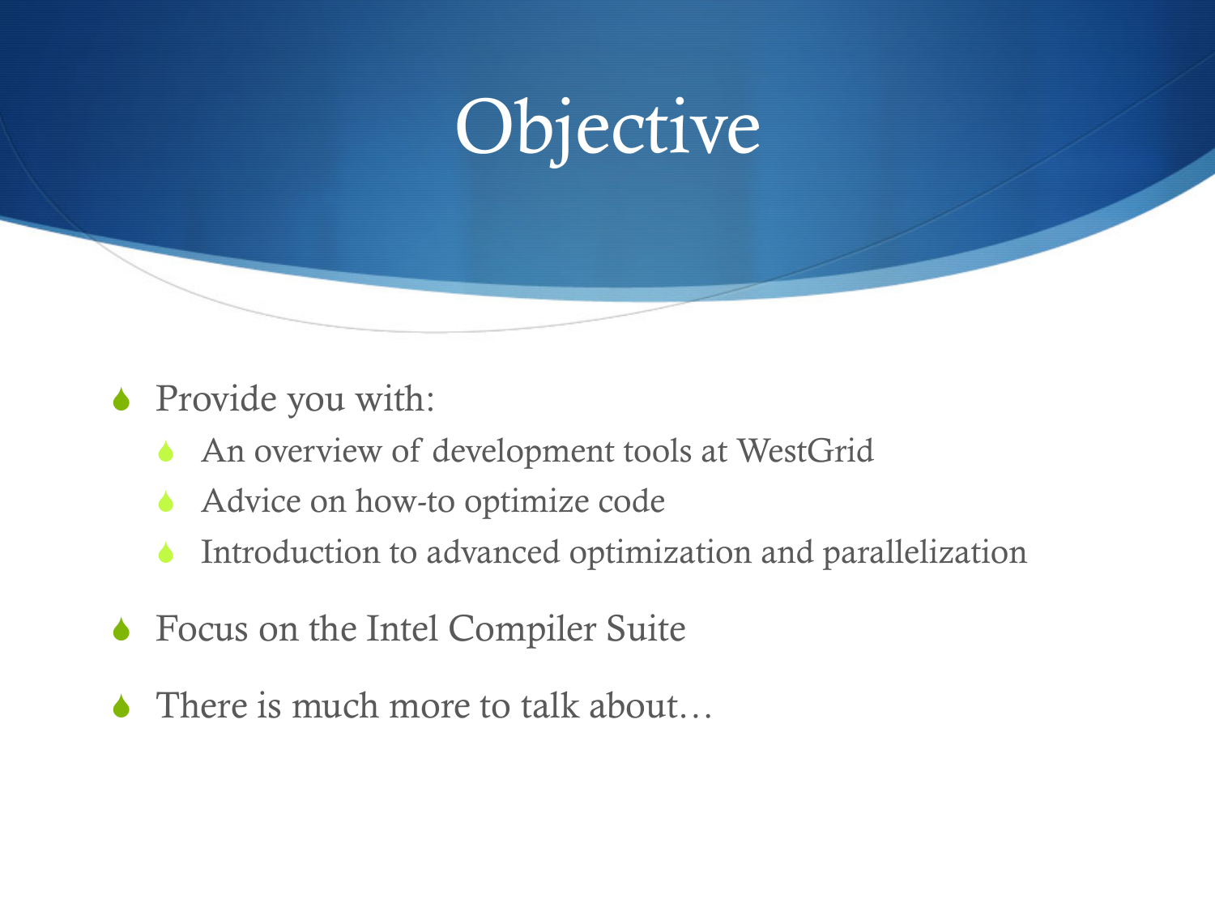# Objective

- Provide you with:
  - An overview of development tools at WestGrid
  - Advice on how-to optimize code
  - Introduction to advanced optimization and parallelization
- Focus on the Intel Compiler Suite
- There is much more to talk about…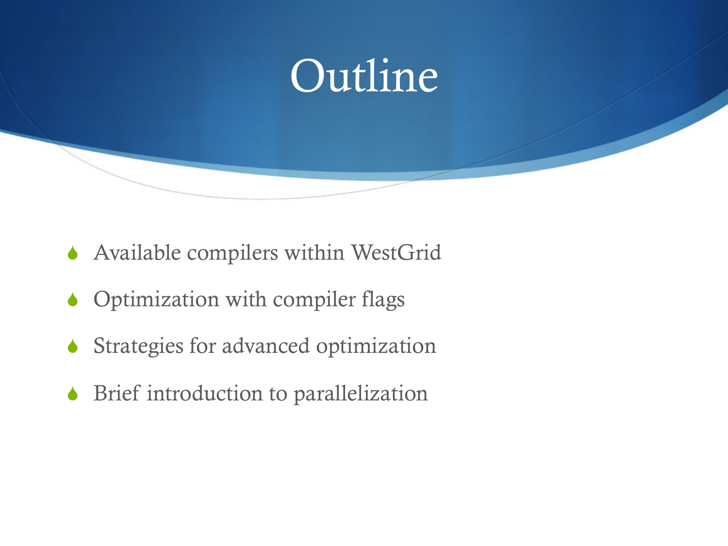# Outline

- Available compilers within WestGrid
- Optimization with compiler flags
- Strategies for advanced optimization
- Brief introduction to parallelization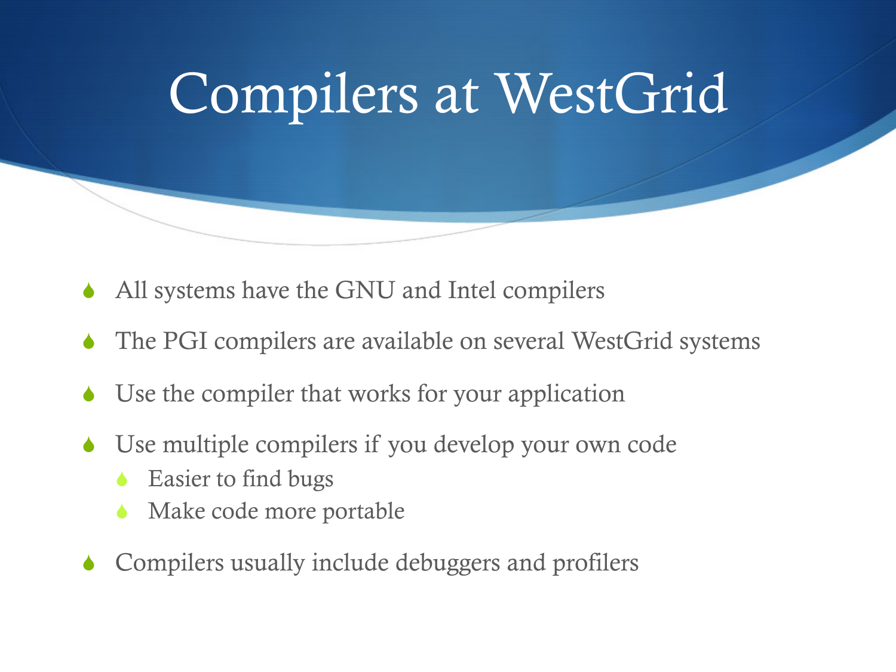# Compilers at WestGrid

- All systems have the GNU and Intel compilers
- The PGI compilers are available on several WestGrid systems
- Use the compiler that works for your application
- Use multiple compilers if you develop your own code
  - Easier to find bugs
  - Make code more portable
- Compilers usually include debuggers and profilers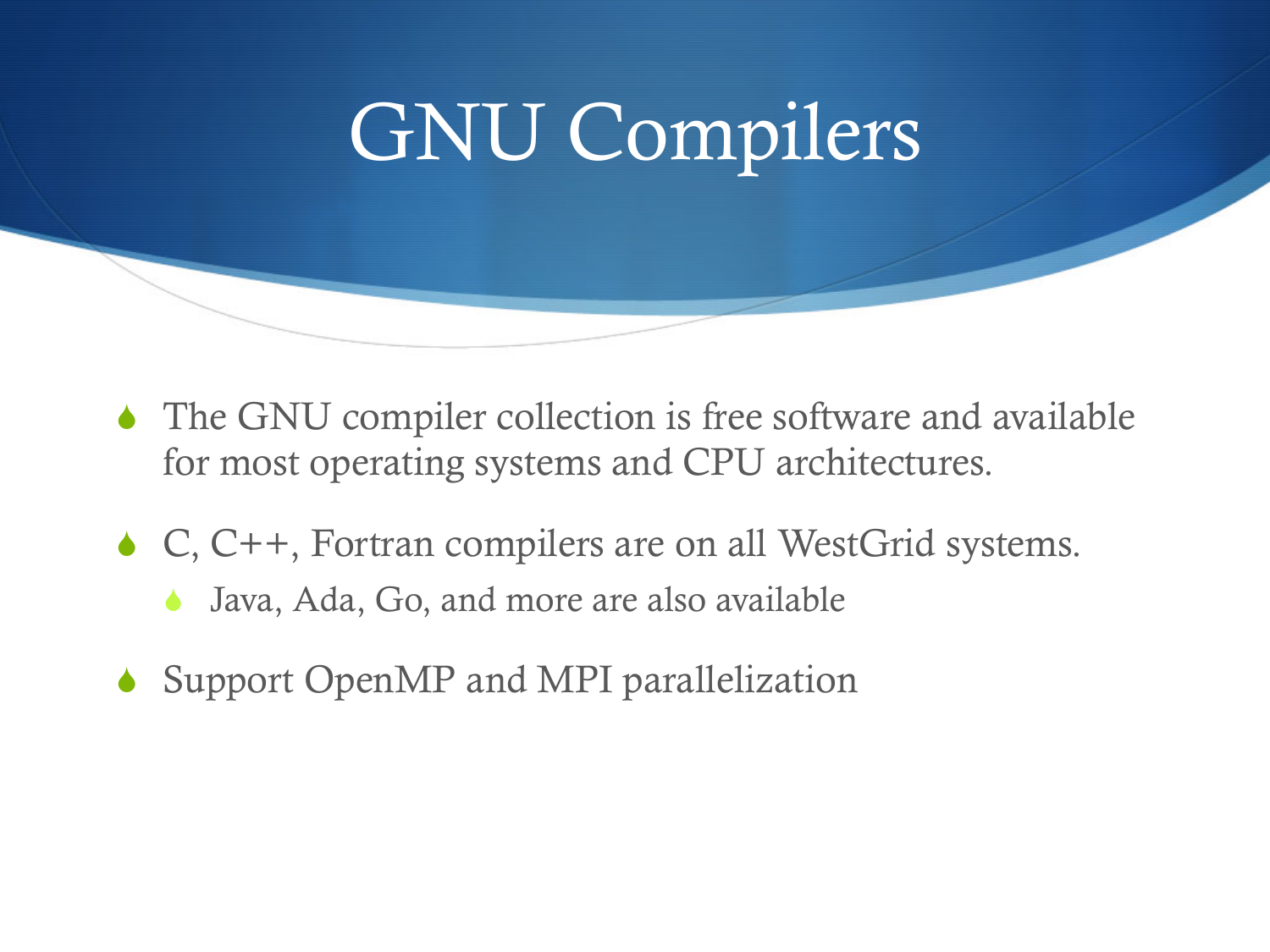# GNU Compilers

- The GNU compiler collection is free software and available for most operating systems and CPU architectures.
- C, C++, Fortran compilers are on all WestGrid systems.
  - Java, Ada, Go, and more are also available
- Support OpenMP and MPI parallelization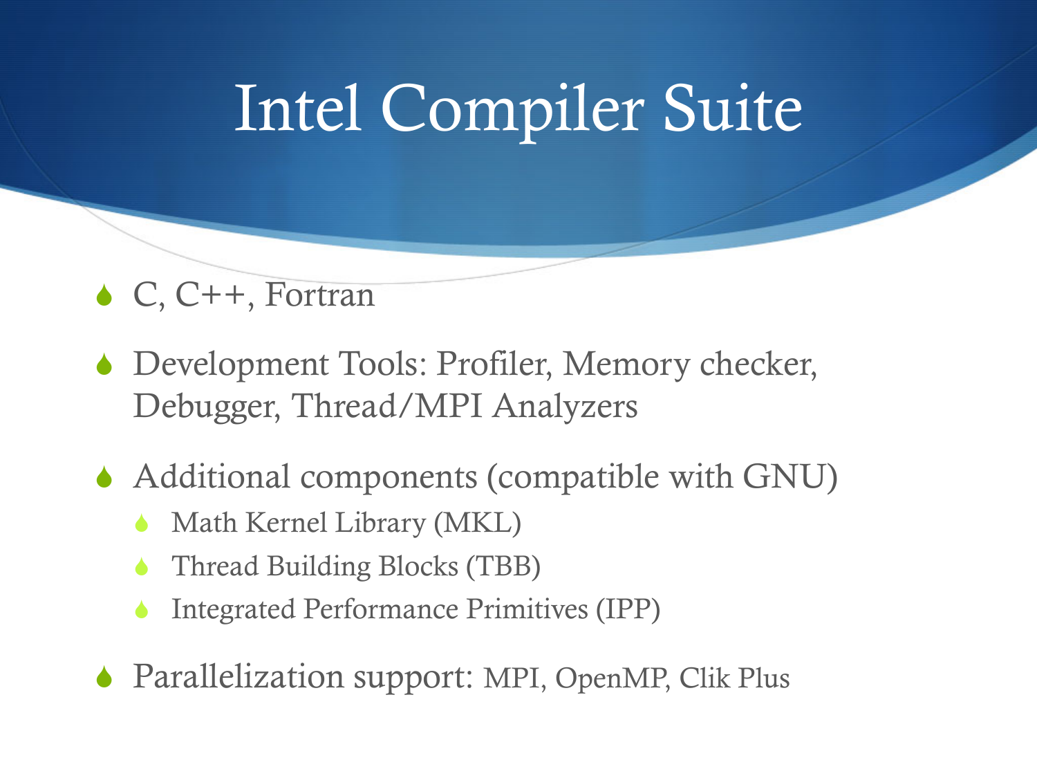# Intel Compiler Suite

- C, C++, Fortran
- Development Tools: Profiler, Memory checker, Debugger, Thread/MPI Analyzers
- Additional components (compatible with GNU)
  - Math Kernel Library (MKL)
  - Thread Building Blocks (TBB)
  - Integrated Performance Primitives (IPP)
- Parallelization support: MPI, OpenMP, Clik Plus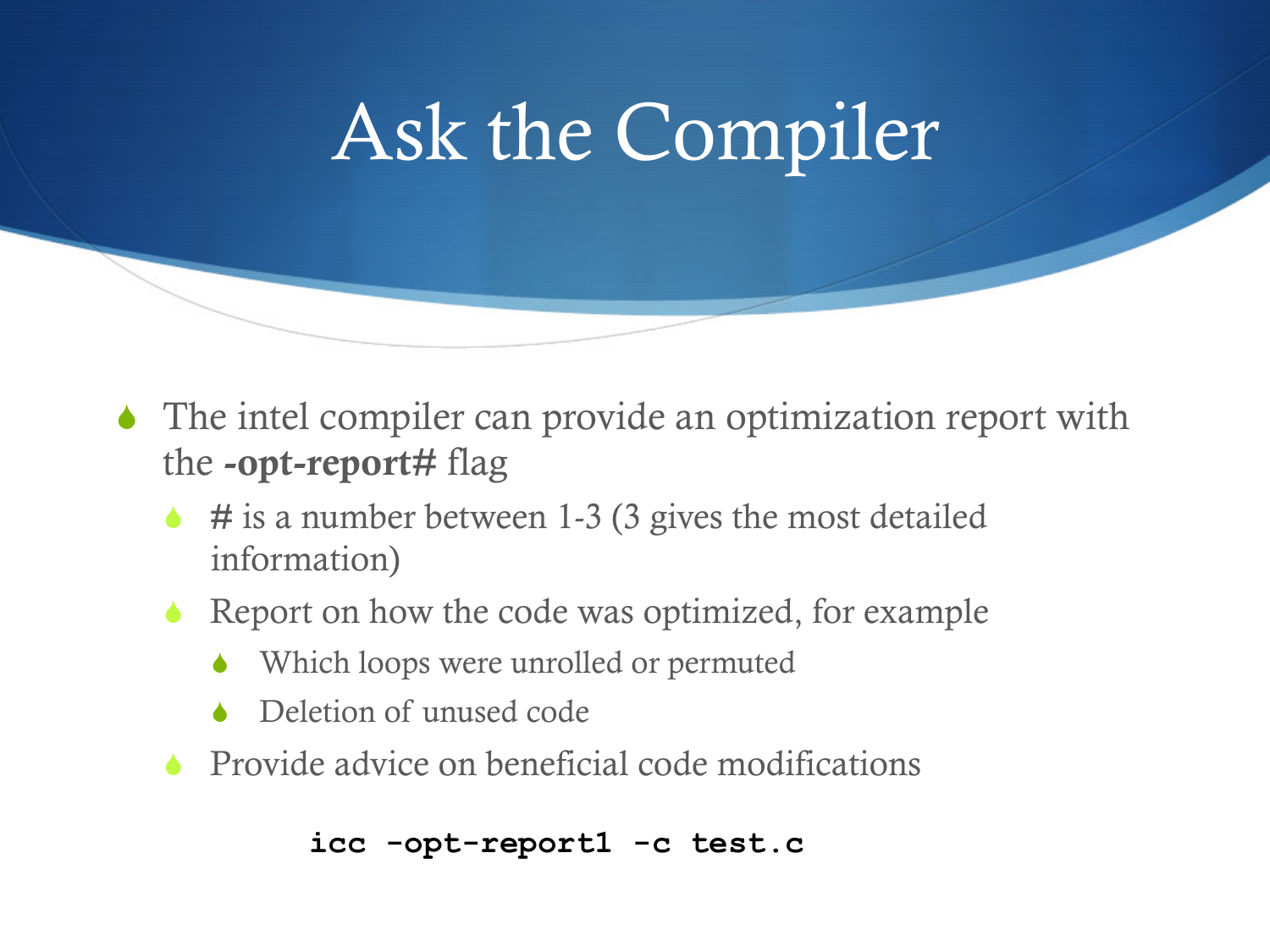# Ask the Compiler

- The intel compiler can provide an optimization report with the **-opt-report#** flag
  - **#** is a number between 1-3 (3 gives the most detailed information)
  - Report on how the code was optimized, for example
    - Which loops were unrolled or permuted
    - Deletion of unused code
  - Provide advice on beneficial code modifications

```
icc -opt-report1 -c test.c
```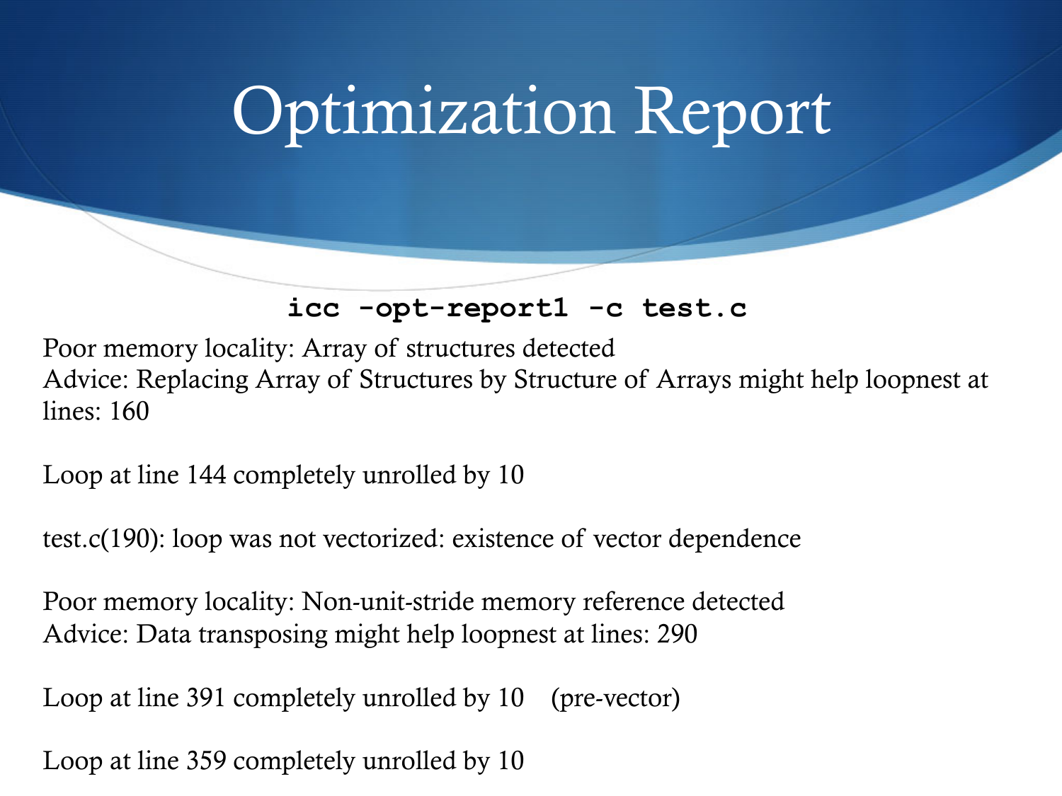# Optimization Report

**`icc -opt-report1 -c test.c`**

Poor memory locality: Array of structures detected
Advice: Replacing Array of Structures by Structure of Arrays might help loopnest at lines: 160

Loop at line 144 completely unrolled by 10

test.c(190): loop was not vectorized: existence of vector dependence

Poor memory locality: Non-unit-stride memory reference detected
Advice: Data transposing might help loopnest at lines: 290

Loop at line 391 completely unrolled by 10 (pre-vector)

Loop at line 359 completely unrolled by 10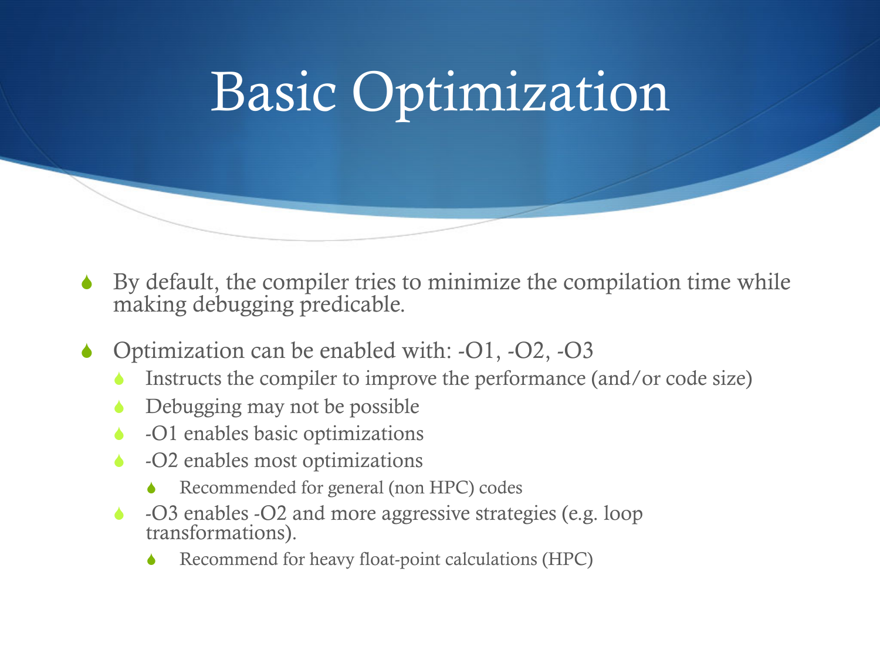# Basic Optimization

- By default, the compiler tries to minimize the compilation time while making debugging predicable.
- Optimization can be enabled with: -O1, -O2, -O3
  - Instructs the compiler to improve the performance (and/or code size)
  - Debugging may not be possible
  - -O1 enables basic optimizations
  - -O2 enables most optimizations
    - Recommended for general (non HPC) codes
  - -O3 enables -O2 and more aggressive strategies (e.g. loop transformations).
    - Recommend for heavy float-point calculations (HPC)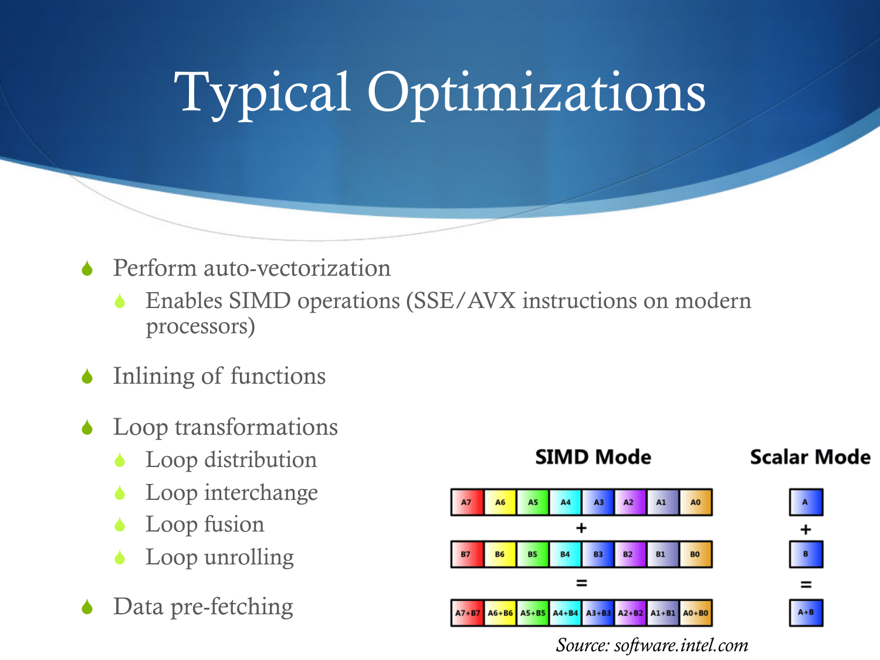# Typical Optimizations

- Perform auto-vectorization
  - Enables SIMD operations (SSE/AVX instructions on modern processors)
- Inlining of functions
- Loop transformations
  - Loop distribution
  - Loop interchange
  - Loop fusion
  - Loop unrolling
- Data pre-fetching

**SIMD Mode**

| A7 | A6 | A5 | A4 | A3 | A2 | A1 | A0 |
|---|---|---|---|---|---|---|---|

+

| B7 | B6 | B5 | B4 | B3 | B2 | B1 | B0 |
|---|---|---|---|---|---|---|---|

=

| A7+B7 | A6+B6 | A5+B5 | A4+B4 | A3+B3 | A2+B2 | A1+B1 | A0+B0 |
|---|---|---|---|---|---|---|---|

**Scalar Mode**

| A |
|---|

+

| B |
|---|

=

| A+B |
|---|

*Source: software.intel.com*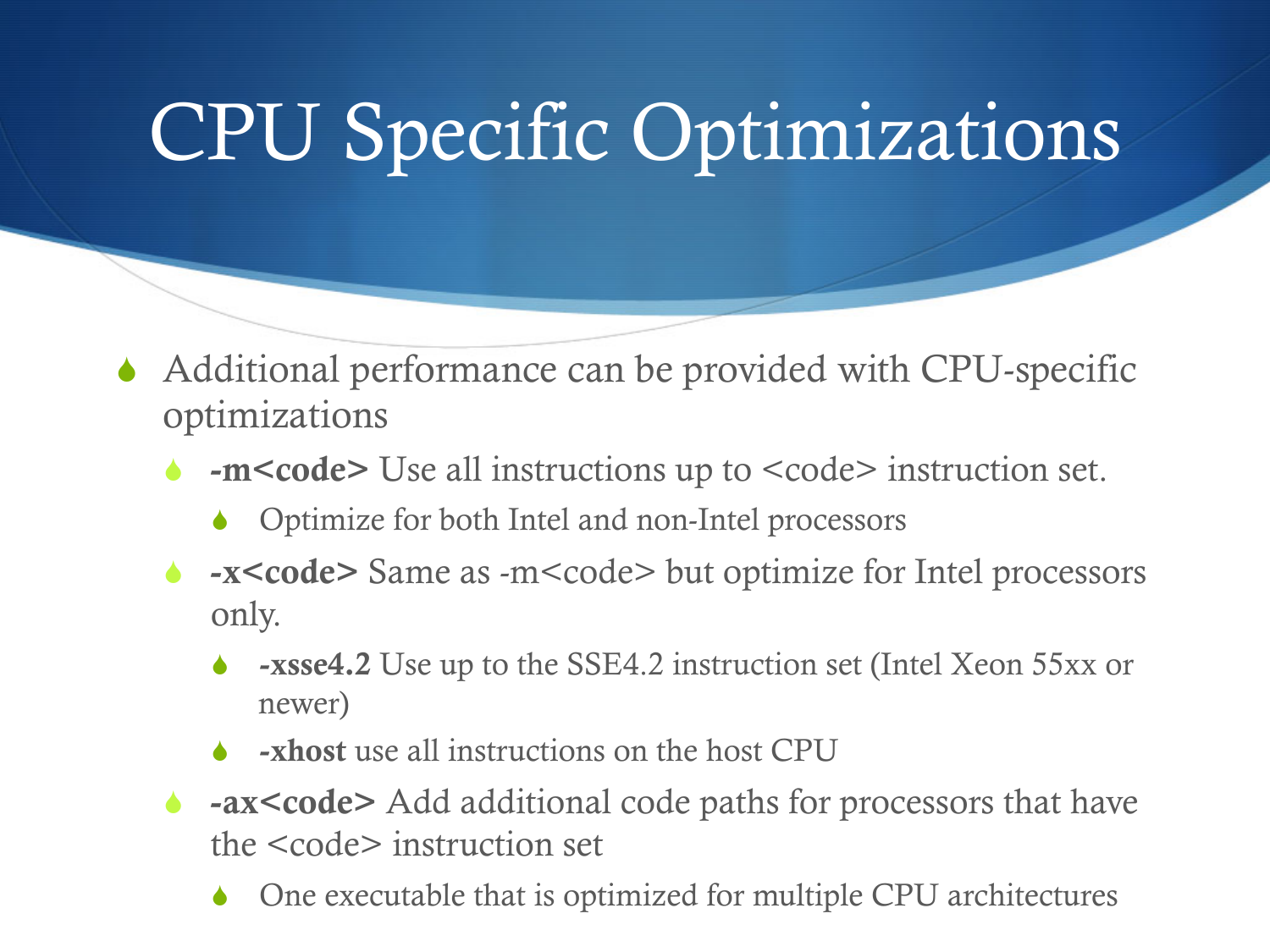# CPU Specific Optimizations

- Additional performance can be provided with CPU-specific optimizations
  - **-m<code>** Use all instructions up to <code> instruction set.
    - Optimize for both Intel and non-Intel processors
  - **-x<code>** Same as -m<code> but optimize for Intel processors only.
    - **-xsse4.2** Use up to the SSE4.2 instruction set (Intel Xeon 55xx or newer)
    - **-xhost** use all instructions on the host CPU
  - **-ax<code>** Add additional code paths for processors that have the <code> instruction set
    - One executable that is optimized for multiple CPU architectures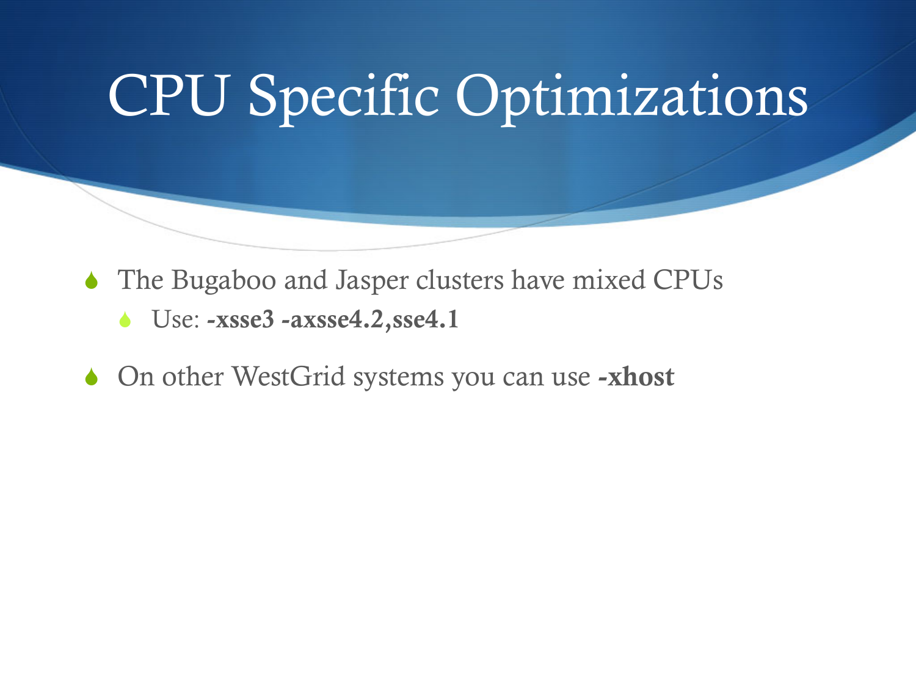# CPU Specific Optimizations

- The Bugaboo and Jasper clusters have mixed CPUs
  - Use: **-xsse3 -axsse4.2,sse4.1**
- On other WestGrid systems you can use **-xhost**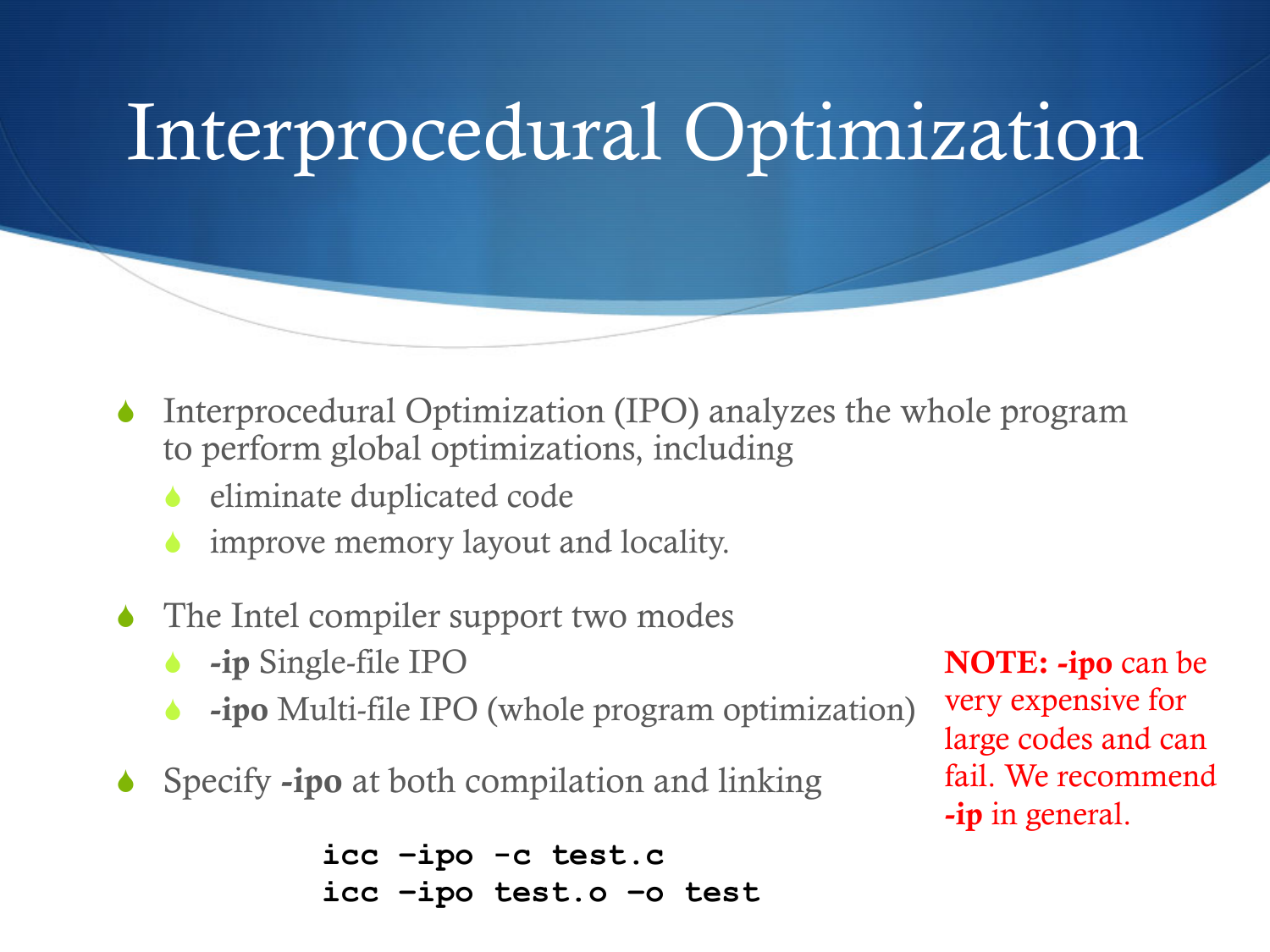# Interprocedural Optimization

- Interprocedural Optimization (IPO) analyzes the whole program to perform global optimizations, including
  - eliminate duplicated code
  - improve memory layout and locality.
- The Intel compiler support two modes
  - **-ip** Single-file IPO
  - **-ipo** Multi-file IPO (whole program optimization)
- Specify **-ipo** at both compilation and linking

```
icc –ipo -c test.c
icc –ipo test.o –o test
```

**NOTE: -ipo** can be very expensive for large codes and can fail. We recommend **-ip** in general.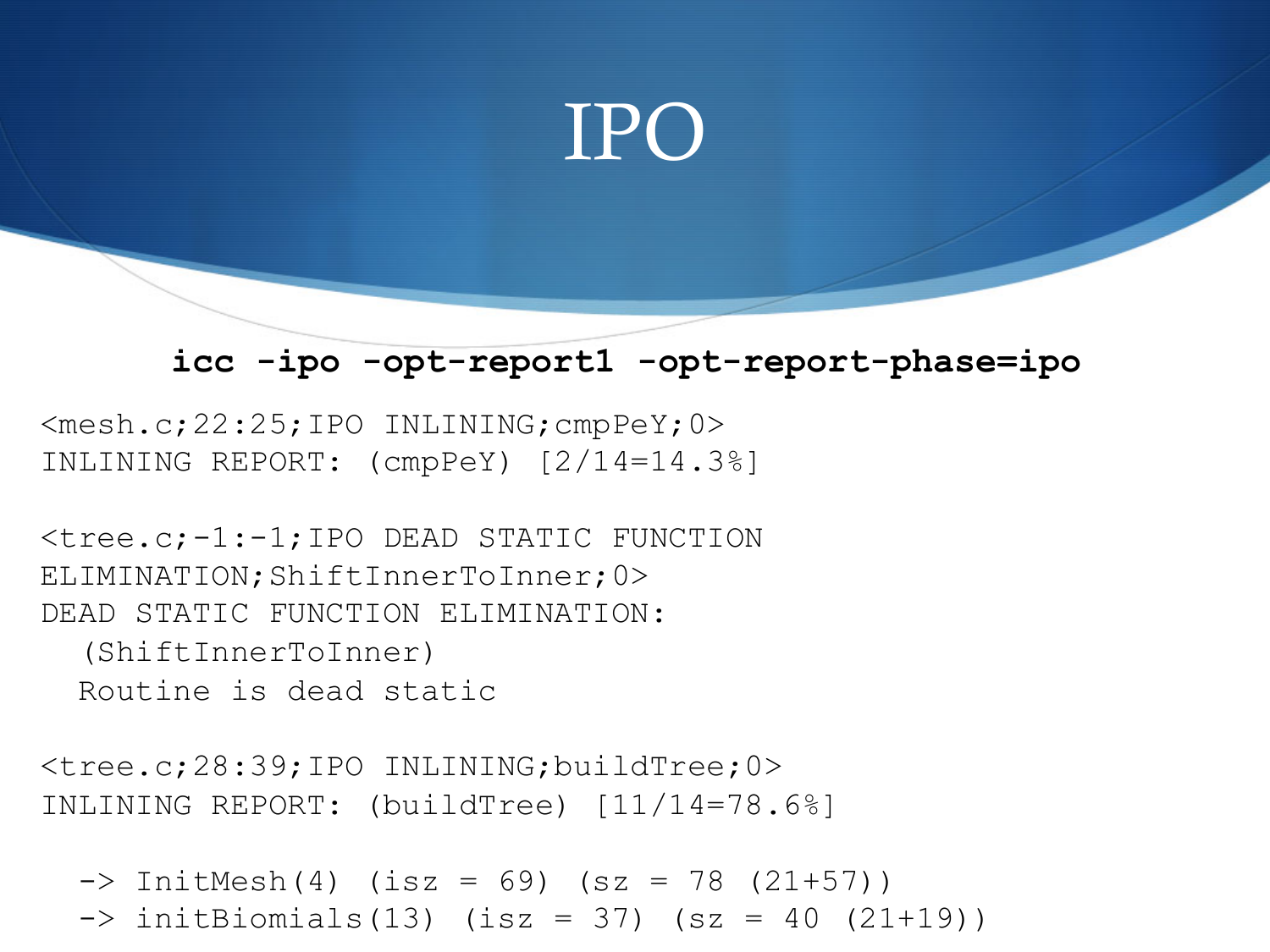# IPO

**icc -ipo -opt-report1 -opt-report-phase=ipo**

```
<mesh.c;22:25;IPO INLINING;cmpPeY;0>
INLINING REPORT: (cmpPeY) [2/14=14.3%]

<tree.c;-1:-1;IPO DEAD STATIC FUNCTION
ELIMINATION;ShiftInnerToInner;0>
DEAD STATIC FUNCTION ELIMINATION:
  (ShiftInnerToInner)
  Routine is dead static

<tree.c;28:39;IPO INLINING;buildTree;0>
INLINING REPORT: (buildTree) [11/14=78.6%]

  -> InitMesh(4) (isz = 69) (sz = 78 (21+57))
  -> initBiomials(13) (isz = 37) (sz = 40 (21+19))
```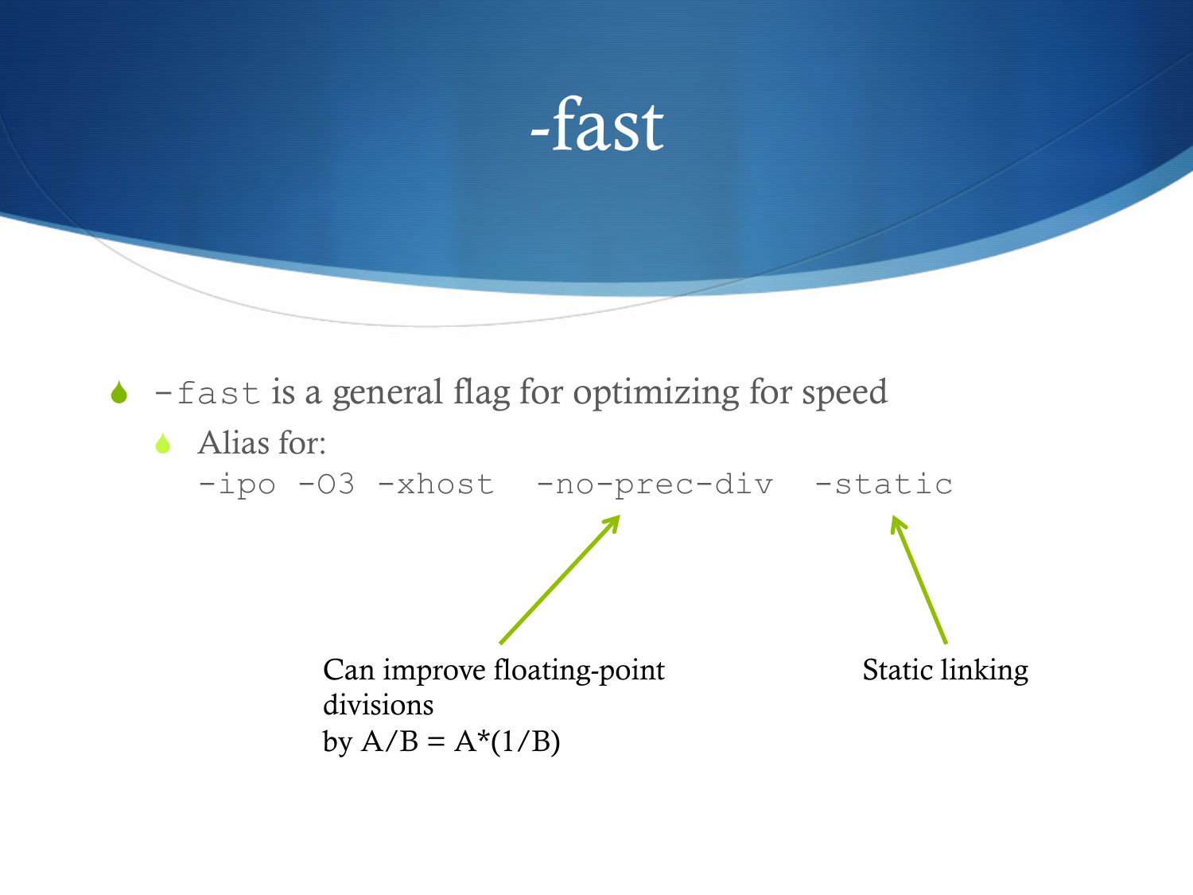# -fast

- `-fast` is a general flag for optimizing for speed
  - Alias for:

    `-ipo -O3 -xhost  -no-prec-div  -static`

Can improve floating-point divisions by A/B = A*(1/B)

Static linking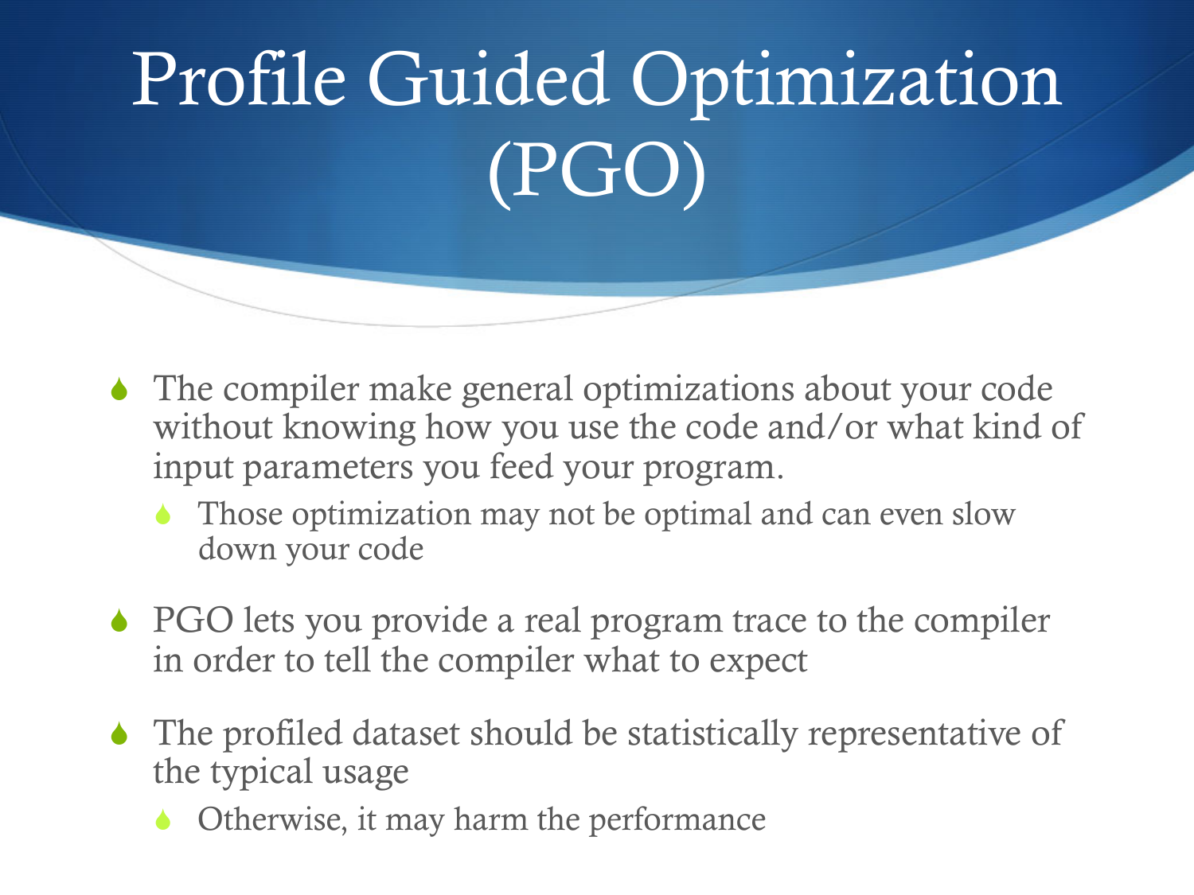# Profile Guided Optimization (PGO)

- The compiler make general optimizations about your code without knowing how you use the code and/or what kind of input parameters you feed your program.
  - Those optimization may not be optimal and can even slow down your code
- PGO lets you provide a real program trace to the compiler in order to tell the compiler what to expect
- The profiled dataset should be statistically representative of the typical usage
  - Otherwise, it may harm the performance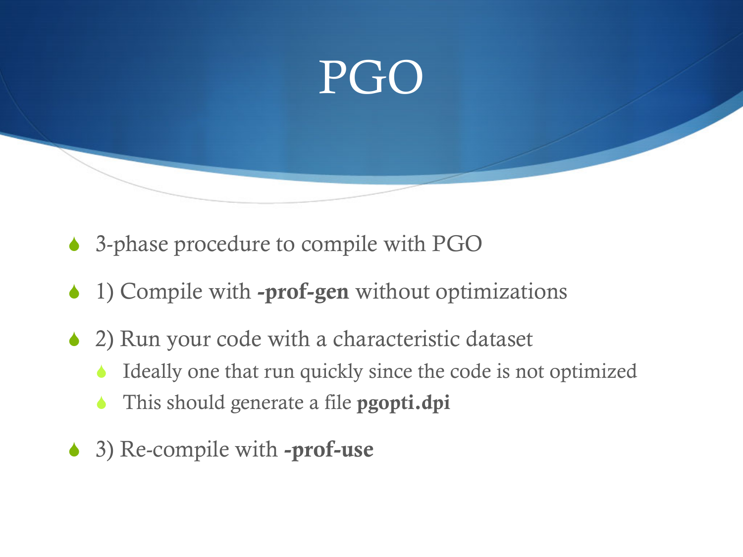# PGO

- 3-phase procedure to compile with PGO
- 1) Compile with **-prof-gen** without optimizations
- 2) Run your code with a characteristic dataset
  - Ideally one that run quickly since the code is not optimized
  - This should generate a file **pgopti.dpi**
- 3) Re-compile with **-prof-use**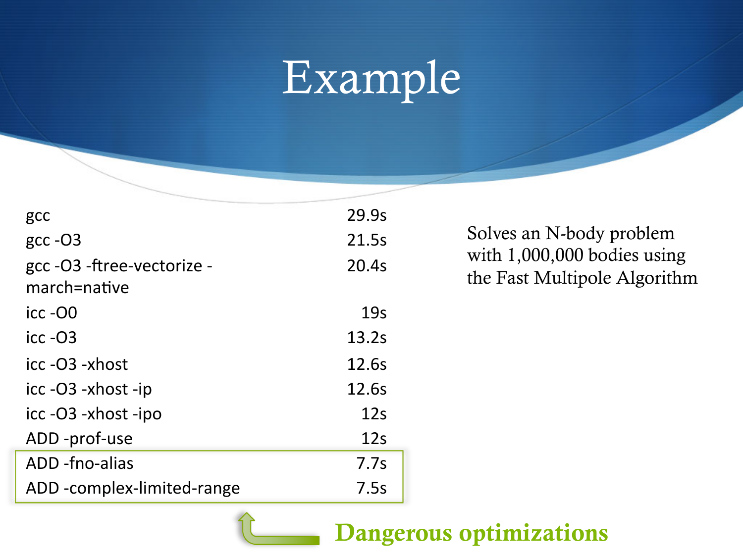# Example

| | |
|---|---|
| gcc | 29.9s |
| gcc -O3 | 21.5s |
| gcc -O3 -ftree-vectorize -march=native | 20.4s |
| icc -O0 | 19s |
| icc -O3 | 13.2s |
| icc -O3 -xhost | 12.6s |
| icc -O3 -xhost -ip | 12.6s |
| icc -O3 -xhost -ipo | 12s |
| ADD -prof-use | 12s |
| ADD -fno-alias | 7.7s |
| ADD -complex-limited-range | 7.5s |

Solves an N-body problem with 1,000,000 bodies using the Fast Multipole Algorithm

**Dangerous optimizations**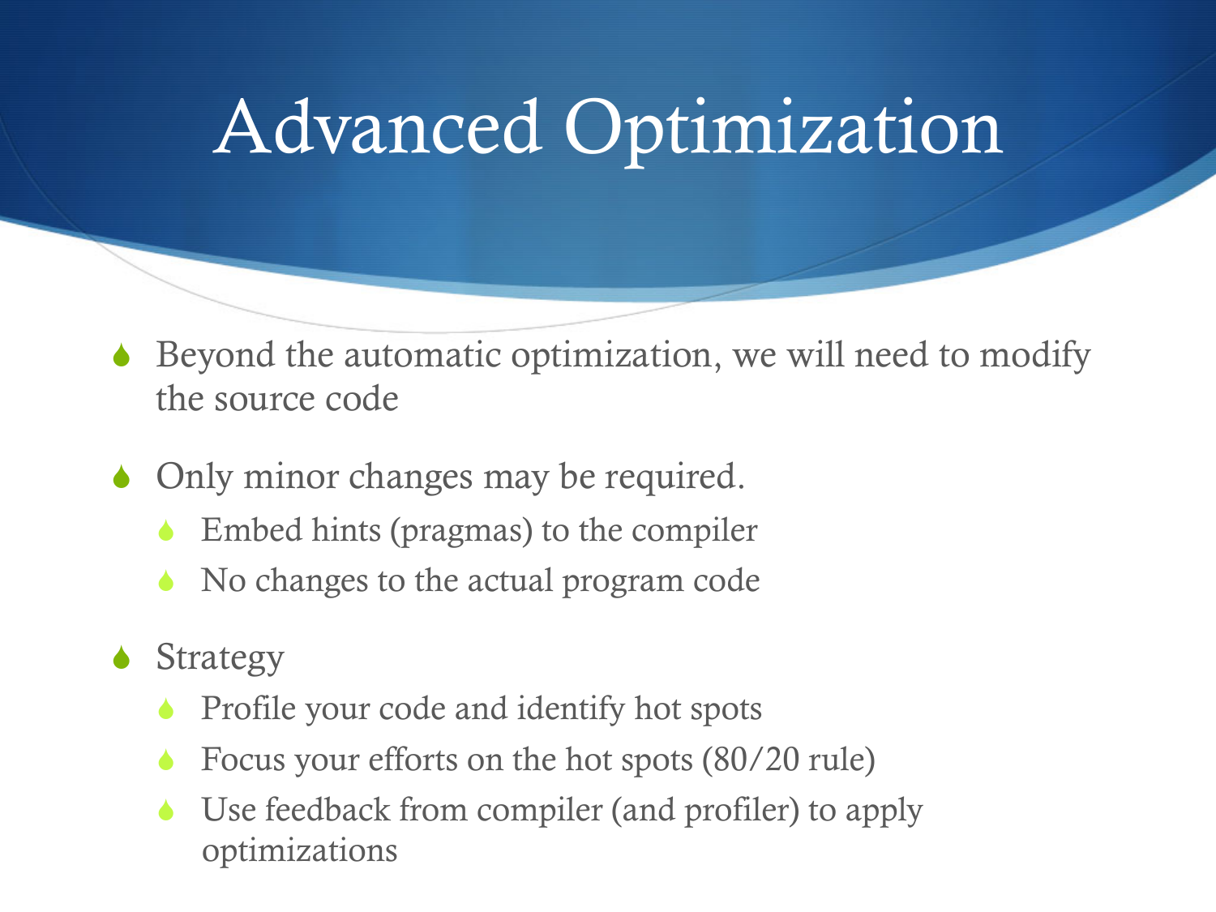# Advanced Optimization

- Beyond the automatic optimization, we will need to modify the source code
- Only minor changes may be required.
  - Embed hints (pragmas) to the compiler
  - No changes to the actual program code
- Strategy
  - Profile your code and identify hot spots
  - Focus your efforts on the hot spots (80/20 rule)
  - Use feedback from compiler (and profiler) to apply optimizations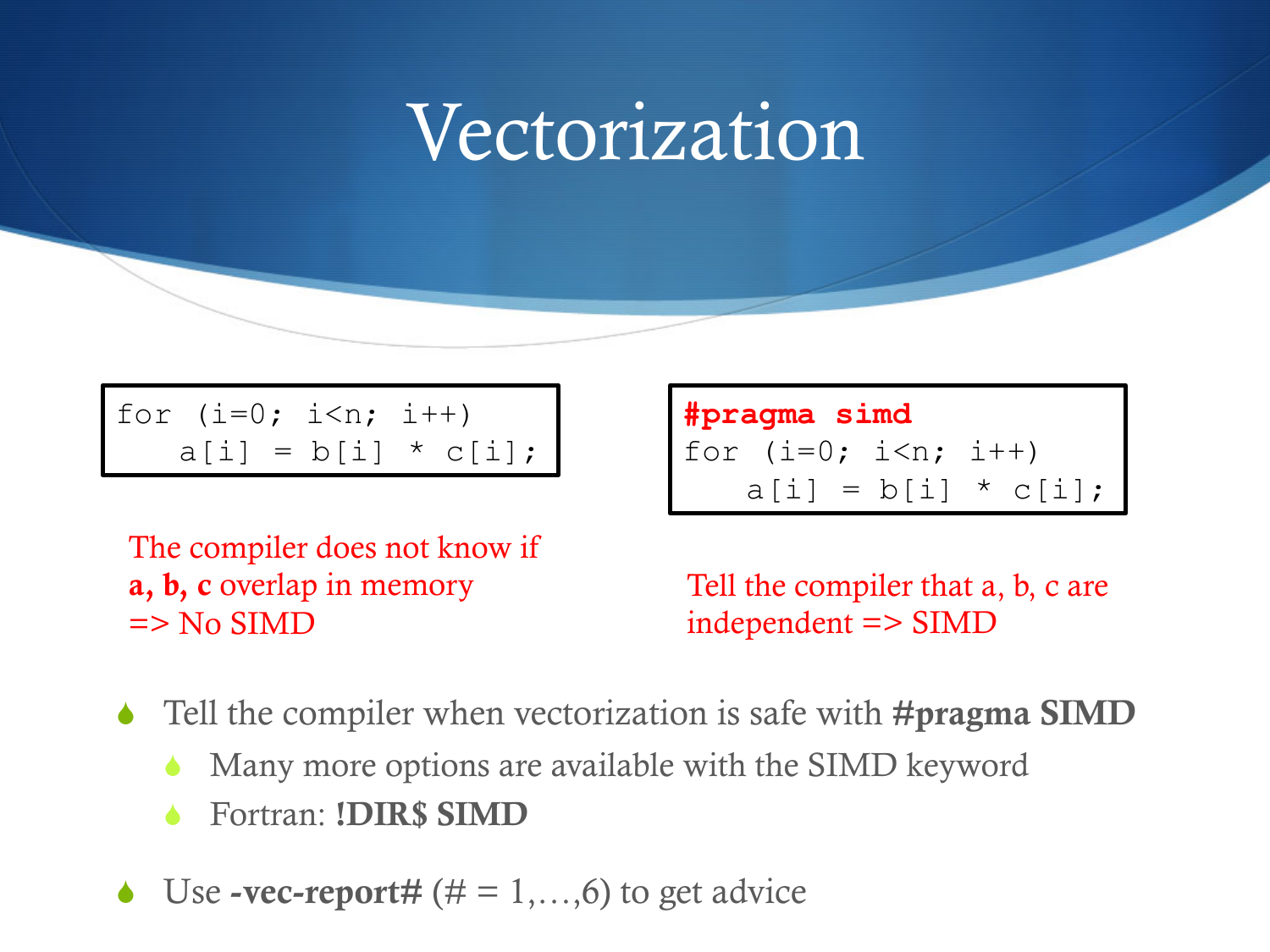# Vectorization

```
for (i=0; i<n; i++)
   a[i] = b[i] * c[i];
```

The compiler does not know if **a, b, c** overlap in memory
=> No SIMD

```
#pragma simd
for (i=0; i<n; i++)
   a[i] = b[i] * c[i];
```

Tell the compiler that a, b, c are independent => SIMD

- Tell the compiler when vectorization is safe with **#pragma SIMD**
  - Many more options are available with the SIMD keyword
  - Fortran: **!DIR$ SIMD**
- Use **-vec-report#** (# = 1,…,6) to get advice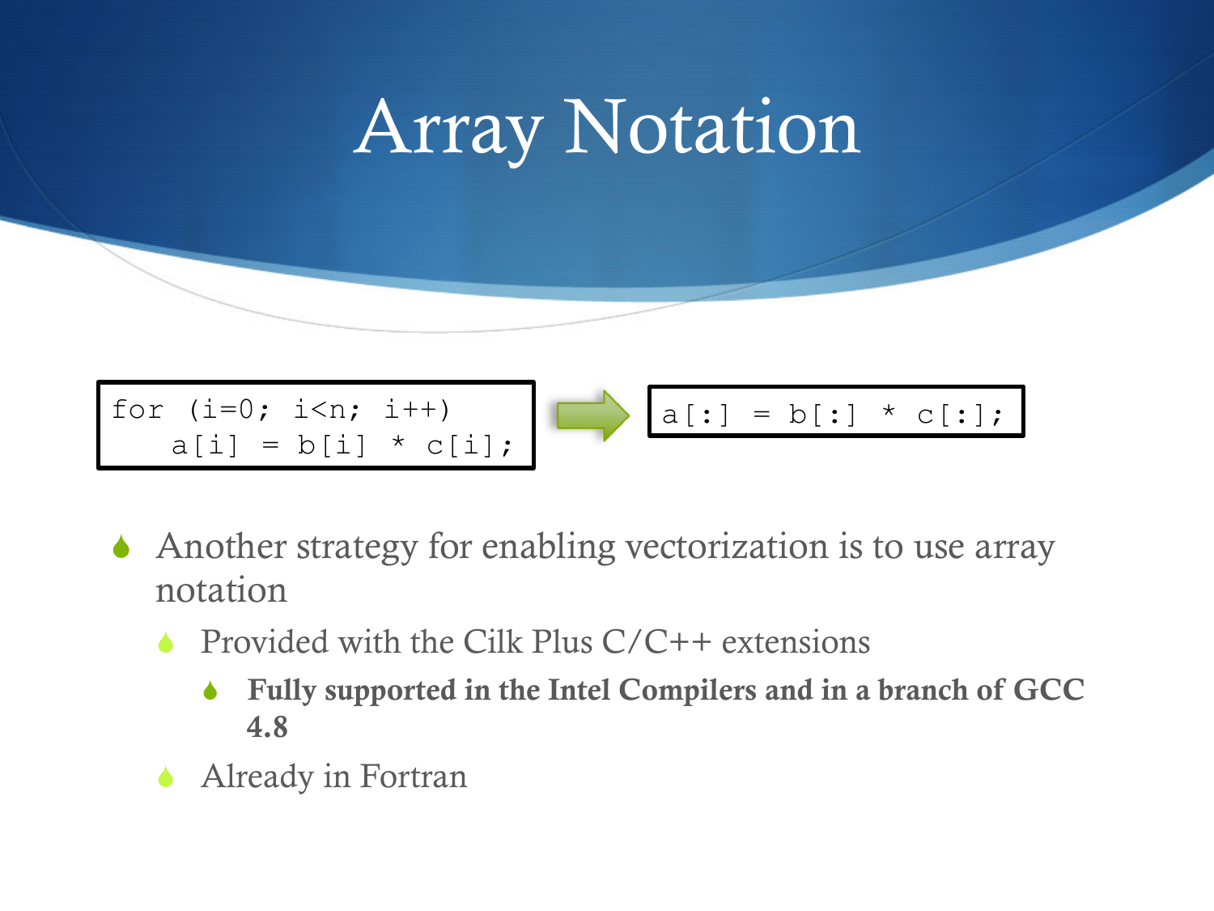# Array Notation

```
for (i=0; i<n; i++)
    a[i] = b[i] * c[i];
```

→

```
a[:] = b[:] * c[:];
```

- Another strategy for enabling vectorization is to use array notation
  - Provided with the Cilk Plus C/C++ extensions
    - **Fully supported in the Intel Compilers and in a branch of GCC 4.8**
  - Already in Fortran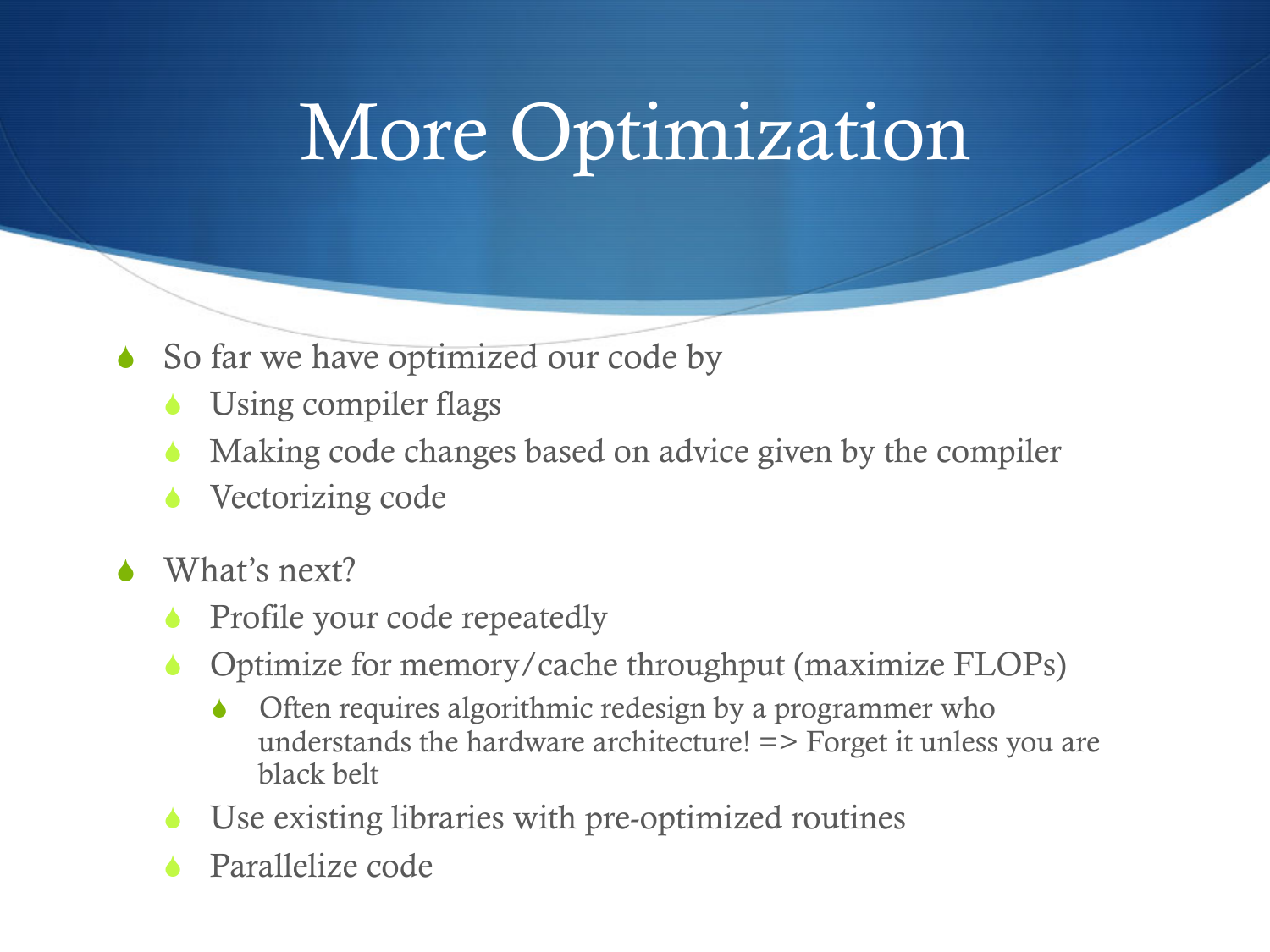# More Optimization

- So far we have optimized our code by
  - Using compiler flags
  - Making code changes based on advice given by the compiler
  - Vectorizing code
- What's next?
  - Profile your code repeatedly
  - Optimize for memory/cache throughput (maximize FLOPs)
    - Often requires algorithmic redesign by a programmer who understands the hardware architecture! => Forget it unless you are black belt
  - Use existing libraries with pre-optimized routines
  - Parallelize code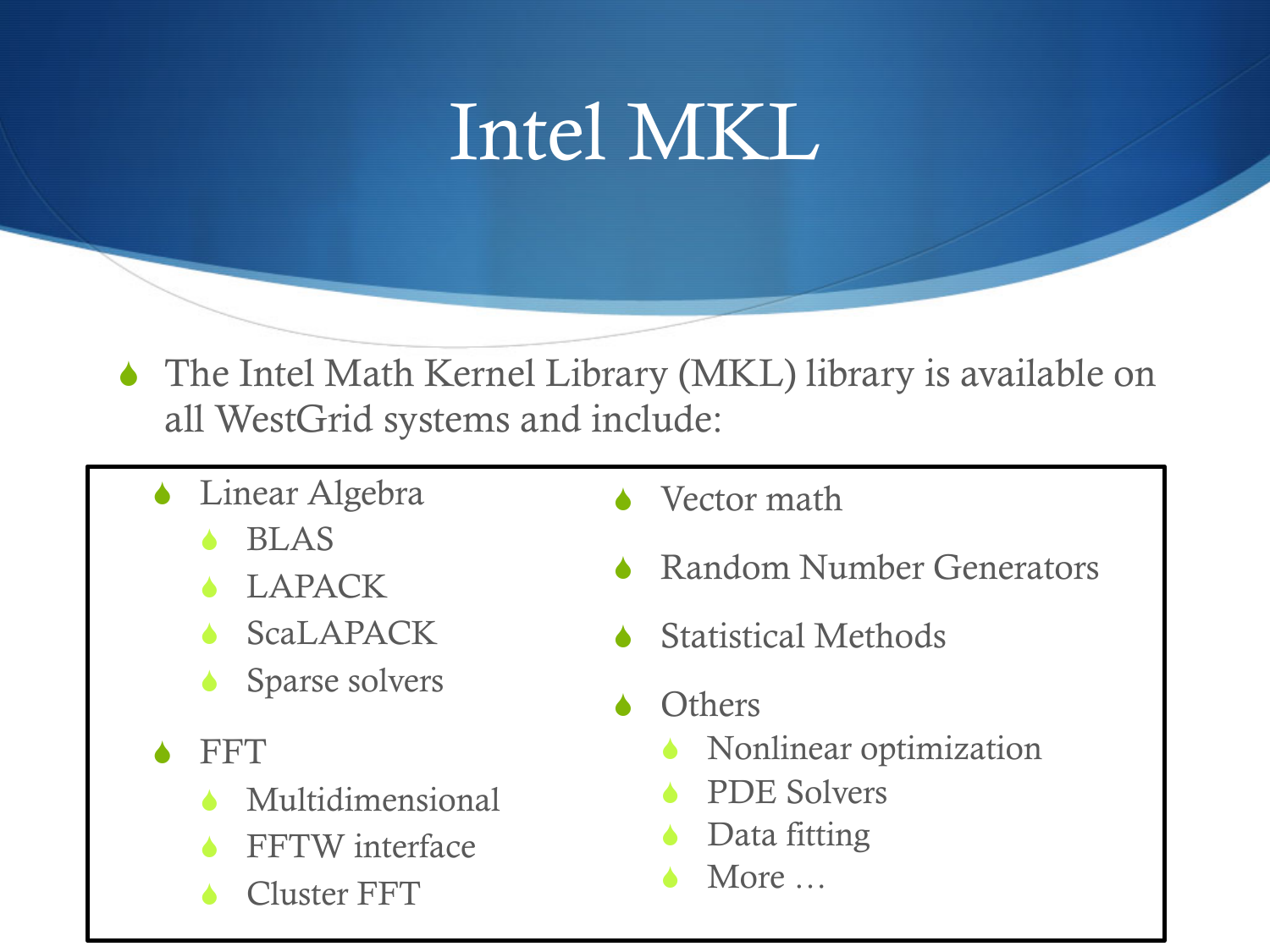# Intel MKL

- The Intel Math Kernel Library (MKL) library is available on all WestGrid systems and include:

- Linear Algebra
  - BLAS
  - LAPACK
  - ScaLAPACK
  - Sparse solvers
- FFT
  - Multidimensional
  - FFTW interface
  - Cluster FFT
- Vector math
- Random Number Generators
- Statistical Methods
- Others
  - Nonlinear optimization
  - PDE Solvers
  - Data fitting
  - More …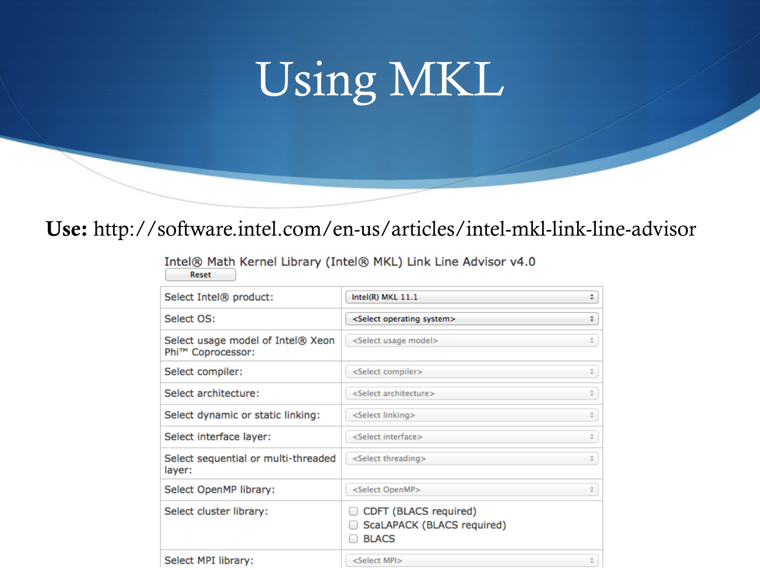# Using MKL

**Use:** http://software.intel.com/en-us/articles/intel-mkl-link-line-advisor

Intel® Math Kernel Library (Intel® MKL) Link Line Advisor v4.0

Reset

| | |
|---|---|
| Select Intel® product: | Intel(R) MKL 11.1 |
| Select OS: | <Select operating system> |
| Select usage model of Intel® Xeon Phi™ Coprocessor: | <Select usage model> |
| Select compiler: | <Select compiler> |
| Select architecture: | <Select architecture> |
| Select dynamic or static linking: | <Select linking> |
| Select interface layer: | <Select interface> |
| Select sequential or multi-threaded layer: | <Select threading> |
| Select OpenMP library: | <Select OpenMP> |
| Select cluster library: | ☐ CDFT (BLACS required)<br>☐ ScaLAPACK (BLACS required)<br>☐ BLACS |
| Select MPI library: | <Select MPI> |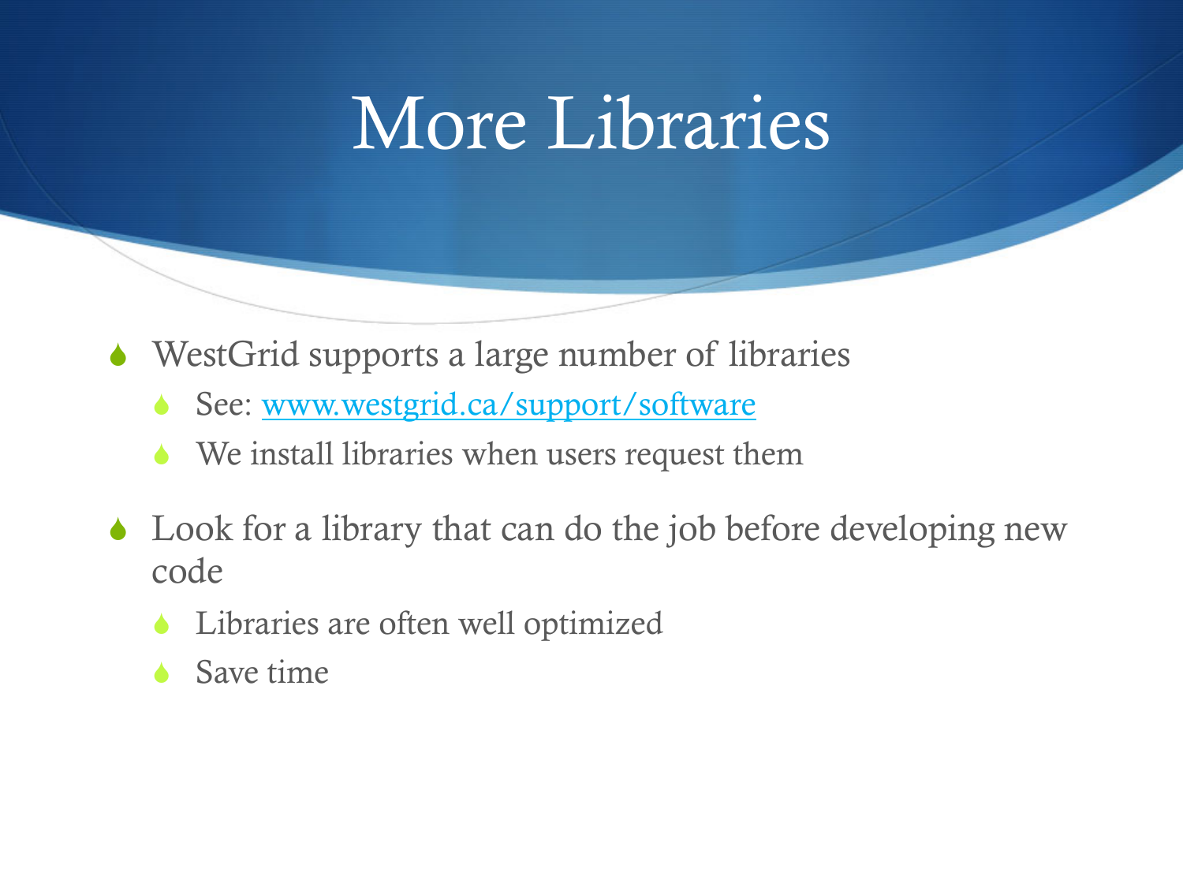# More Libraries

- WestGrid supports a large number of libraries
  - See: [www.westgrid.ca/support/software](http://www.westgrid.ca/support/software)
  - We install libraries when users request them
- Look for a library that can do the job before developing new code
  - Libraries are often well optimized
  - Save time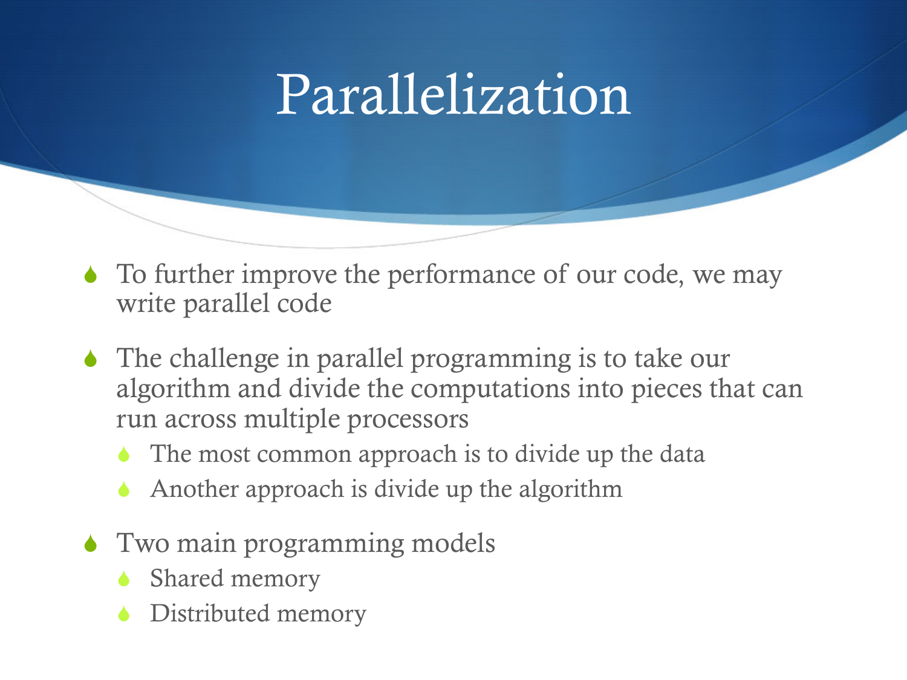# Parallelization

- To further improve the performance of our code, we may write parallel code
- The challenge in parallel programming is to take our algorithm and divide the computations into pieces that can run across multiple processors
  - The most common approach is to divide up the data
  - Another approach is divide up the algorithm
- Two main programming models
  - Shared memory
  - Distributed memory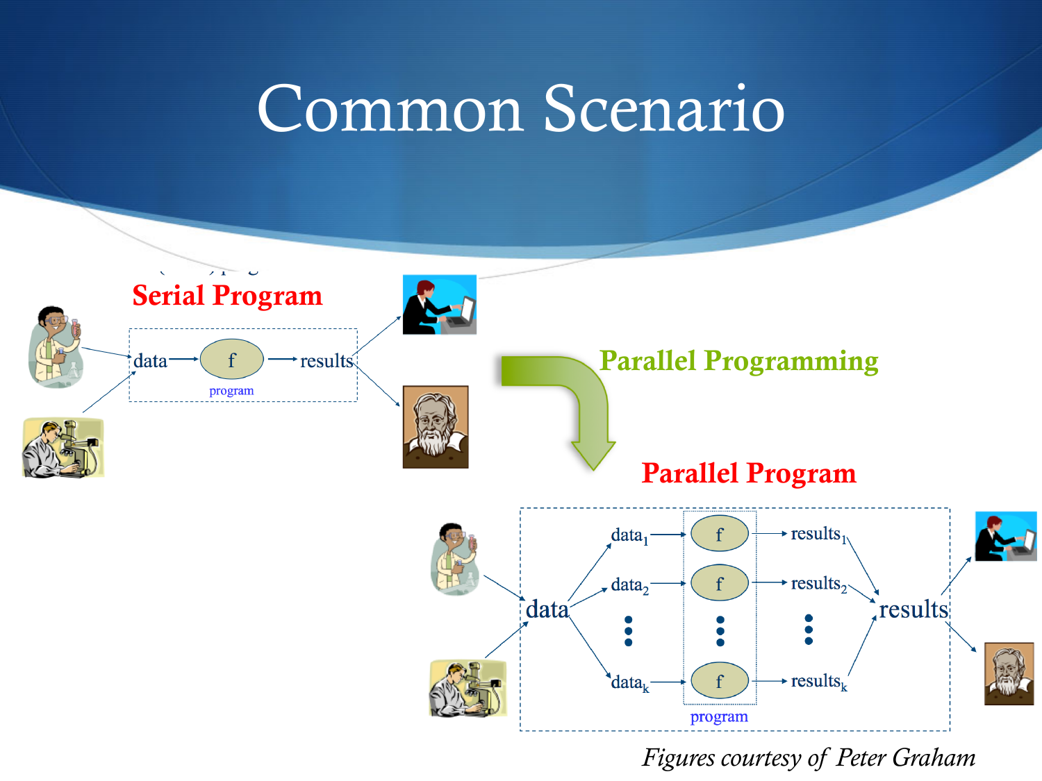# Common Scenario

**Serial Program**

data → f (program) → results

**Parallel Programming**

**Parallel Program**

data → $data_1$, $data_2$, …, $data_k$ → f (program) → $results_1$, $results_2$, …, $results_k$ → results

*Figures courtesy of Peter Graham*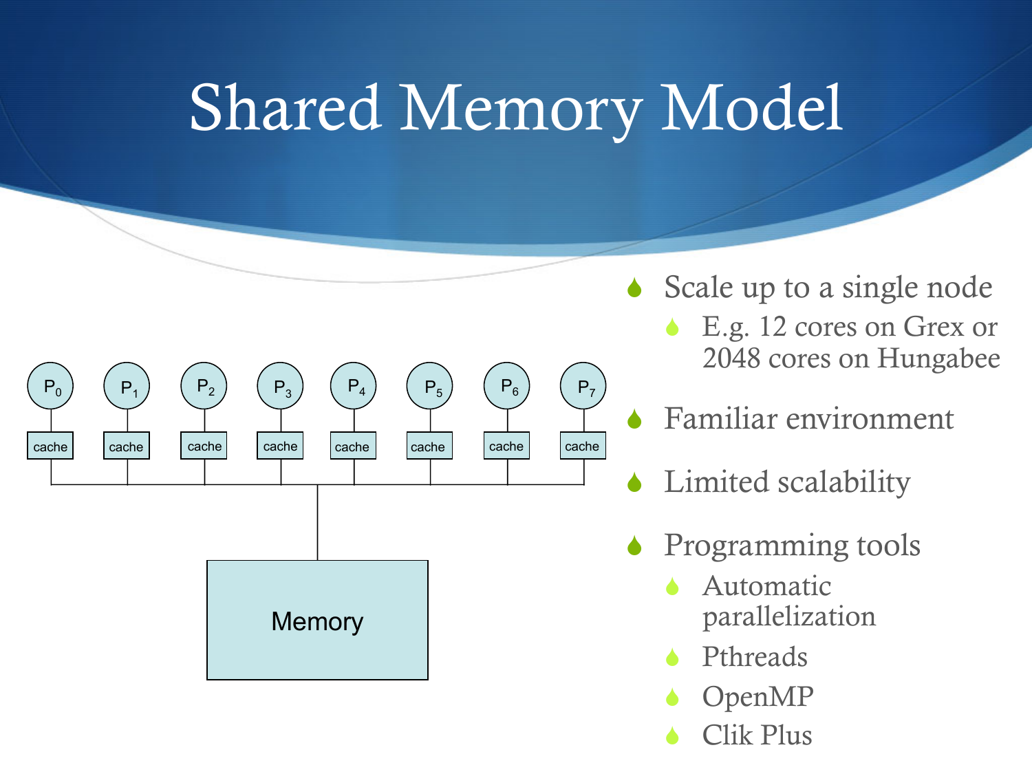# Shared Memory Model

- Scale up to a single node
  - E.g. 12 cores on Grex or 2048 cores on Hungabee
- Familiar environment
- Limited scalability
- Programming tools
  - Automatic parallelization
  - Pthreads
  - OpenMP
  - Clik Plus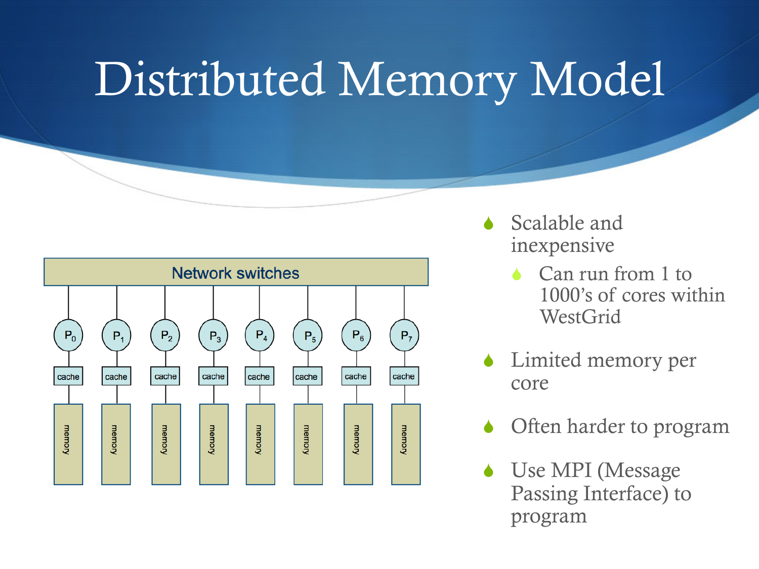# Distributed Memory Model

- Scalable and inexpensive
  - Can run from 1 to 1000's of cores within WestGrid
- Limited memory per core
- Often harder to program
- Use MPI (Message Passing Interface) to program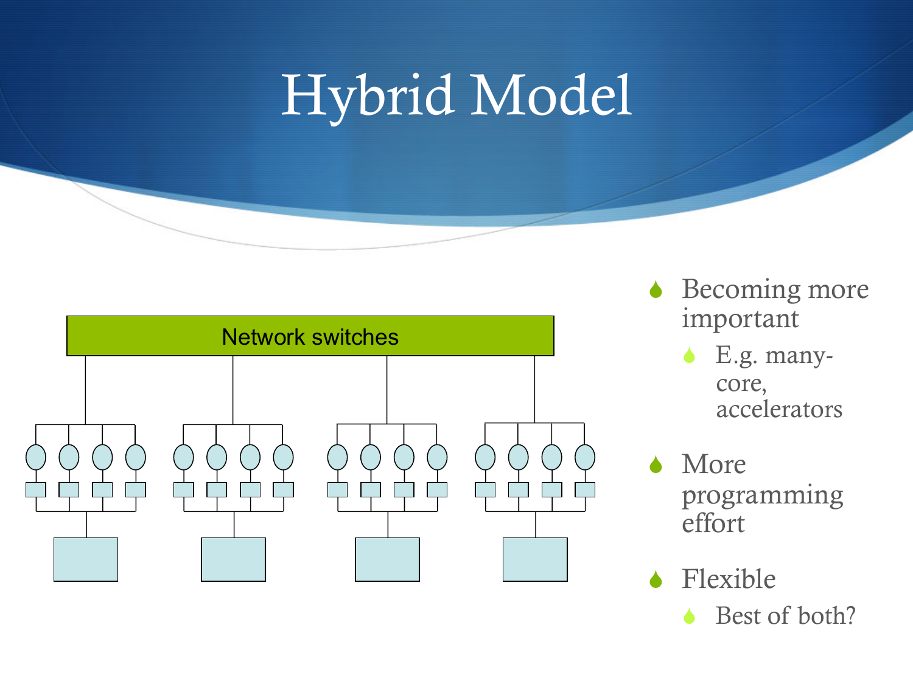# Hybrid Model

Network switches

- Becoming more important
  - E.g. many-core, accelerators
- More programming effort
- Flexible
  - Best of both?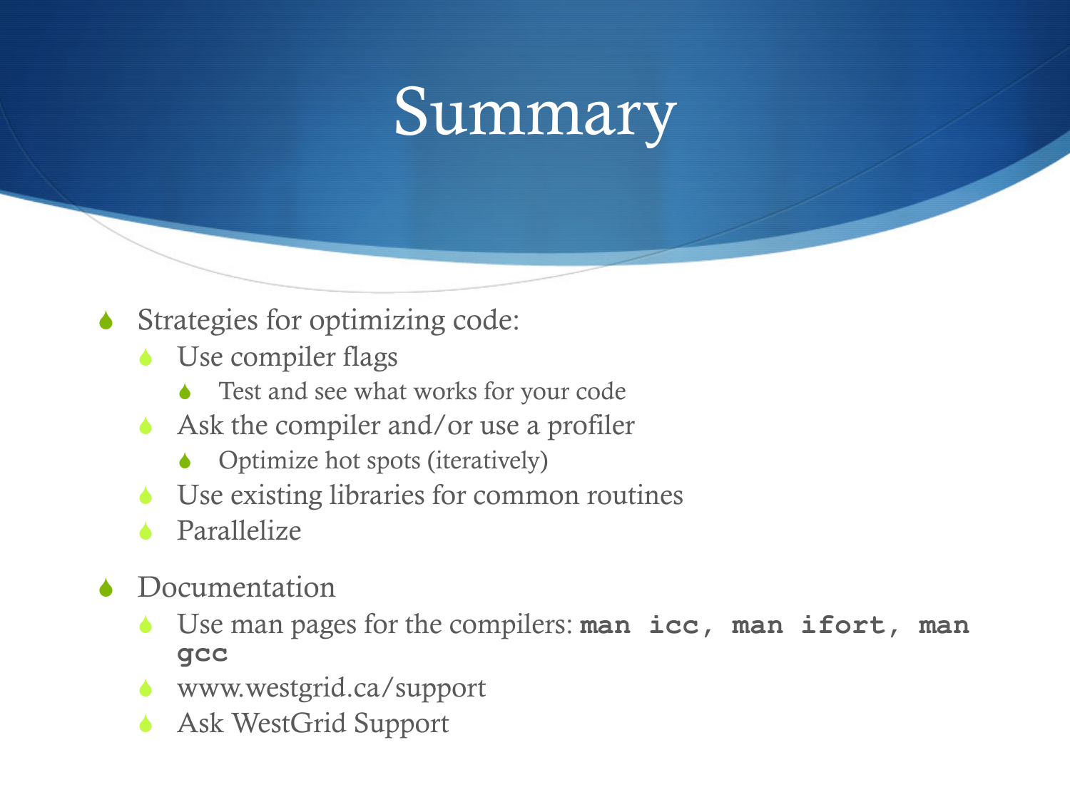# Summary

- Strategies for optimizing code:
  - Use compiler flags
    - Test and see what works for your code
  - Ask the compiler and/or use a profiler
    - Optimize hot spots (iteratively)
  - Use existing libraries for common routines
  - Parallelize
- Documentation
  - Use man pages for the compilers: **`man icc, man ifort, man gcc`**
  - www.westgrid.ca/support
  - Ask WestGrid Support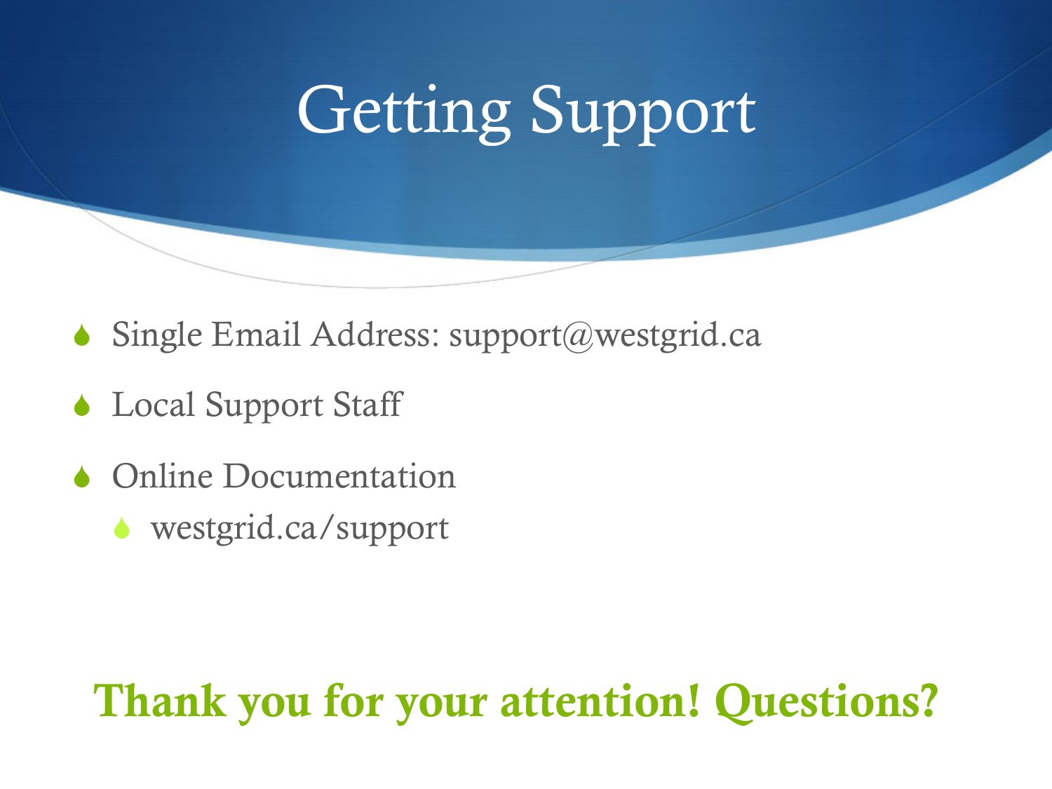# Getting Support

- Single Email Address: support@westgrid.ca
- Local Support Staff
- Online Documentation
  - westgrid.ca/support

**Thank you for your attention! Questions?**